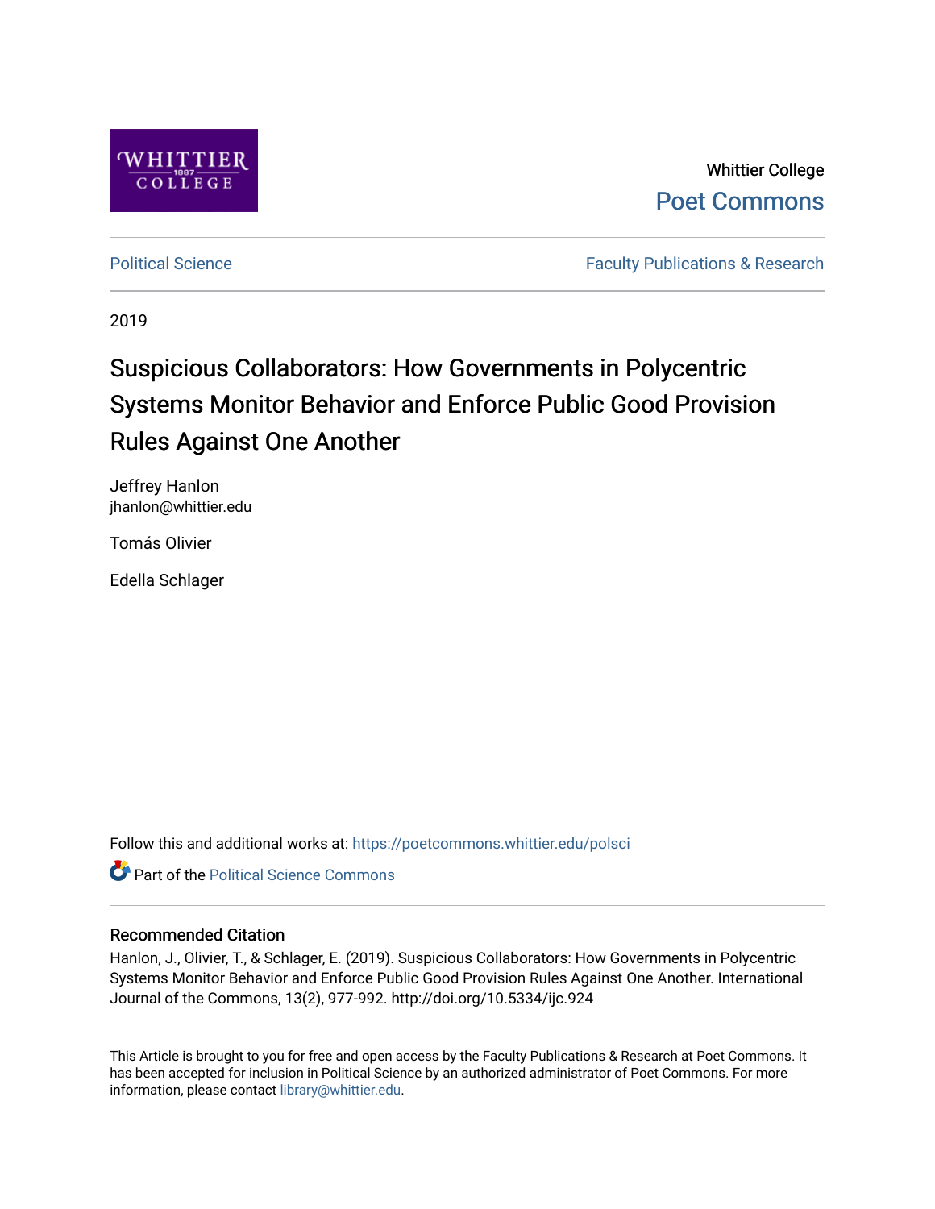Whittier College

Poet Commons

Political Science

Faculty Publications & Research

2019

# Suspicious Collaborators: How Governments in Polycentric Systems Monitor Behavior and Enforce Public Good Provision Rules Against One Another

Jeffrey Hanlon
jhanlon@whittier.edu

Tomás Olivier

Edella Schlager

Follow this and additional works at: https://poetcommons.whittier.edu/polsci

Part of the Political Science Commons

## Recommended Citation

Hanlon, J., Olivier, T., & Schlager, E. (2019). Suspicious Collaborators: How Governments in Polycentric Systems Monitor Behavior and Enforce Public Good Provision Rules Against One Another. International Journal of the Commons, 13(2), 977-992. http://doi.org/10.5334/ijc.924

This Article is brought to you for free and open access by the Faculty Publications & Research at Poet Commons. It has been accepted for inclusion in Political Science by an authorized administrator of Poet Commons. For more information, please contact library@whittier.edu.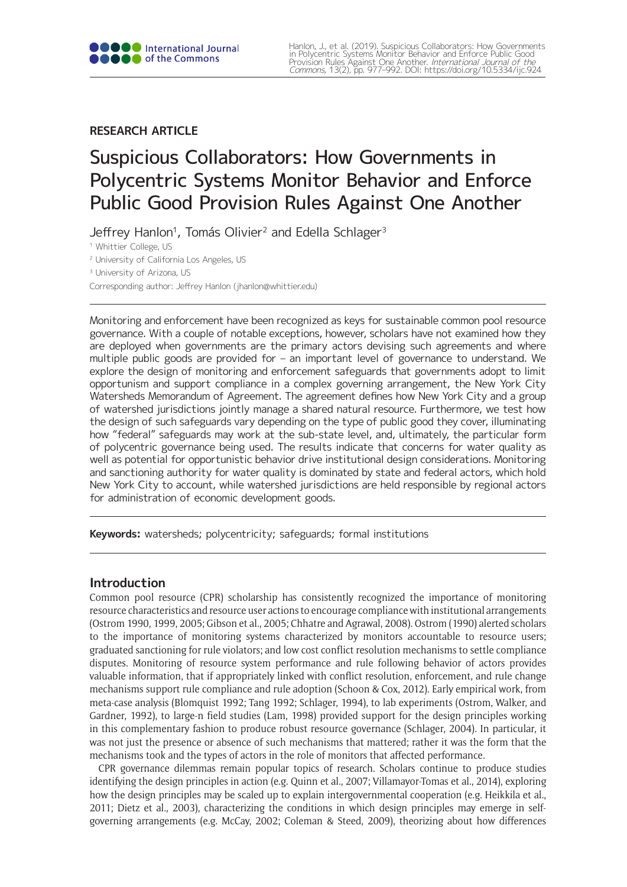# Suspicious Collaborators: How Governments in Polycentric Systems Monitor Behavior and Enforce Public Good Provision Rules Against One Another

Jeffrey Hanlon[1], Tomás Olivier[2] and Edella Schlager[3]

[1] Whittier College, US

[2] University of California Los Angeles, US

[3] University of Arizona, US

Corresponding author: Jeffrey Hanlon (jhanlon@whittier.edu)

Monitoring and enforcement have been recognized as keys for sustainable common pool resource governance. With a couple of notable exceptions, however, scholars have not examined how they are deployed when governments are the primary actors devising such agreements and where multiple public goods are provided for – an important level of governance to understand. We explore the design of monitoring and enforcement safeguards that governments adopt to limit opportunism and support compliance in a complex governing arrangement, the New York City Watersheds Memorandum of Agreement. The agreement defines how New York City and a group of watershed jurisdictions jointly manage a shared natural resource. Furthermore, we test how the design of such safeguards vary depending on the type of public good they cover, illuminating how "federal" safeguards may work at the sub-state level, and, ultimately, the particular form of polycentric governance being used. The results indicate that concerns for water quality as well as potential for opportunistic behavior drive institutional design considerations. Monitoring and sanctioning authority for water quality is dominated by state and federal actors, which hold New York City to account, while watershed jurisdictions are held responsible by regional actors for administration of economic development goods.

**Keywords:** watersheds; polycentricity; safeguards; formal institutions

## Introduction

Common pool resource (CPR) scholarship has consistently recognized the importance of monitoring resource characteristics and resource user actions to encourage compliance with institutional arrangements (Ostrom 1990, 1999, 2005; Gibson et al., 2005; Chhatre and Agrawal, 2008). Ostrom (1990) alerted scholars to the importance of monitoring systems characterized by monitors accountable to resource users; graduated sanctioning for rule violators; and low cost conflict resolution mechanisms to settle compliance disputes. Monitoring of resource system performance and rule following behavior of actors provides valuable information, that if appropriately linked with conflict resolution, enforcement, and rule change mechanisms support rule compliance and rule adoption (Schoon & Cox, 2012). Early empirical work, from meta-case analysis (Blomquist 1992; Tang 1992; Schlager, 1994), to lab experiments (Ostrom, Walker, and Gardner, 1992), to large-n field studies (Lam, 1998) provided support for the design principles working in this complementary fashion to produce robust resource governance (Schlager, 2004). In particular, it was not just the presence or absence of such mechanisms that mattered; rather it was the form that the mechanisms took and the types of actors in the role of monitors that affected performance.

CPR governance dilemmas remain popular topics of research. Scholars continue to produce studies identifying the design principles in action (e.g. Quinn et al., 2007; Villamayor-Tomas et al., 2014), exploring how the design principles may be scaled up to explain intergovernmental cooperation (e.g. Heikkila et al., 2011; Dietz et al., 2003), characterizing the conditions in which design principles may emerge in self-governing arrangements (e.g. McCay, 2002; Coleman & Steed, 2009), theorizing about how differences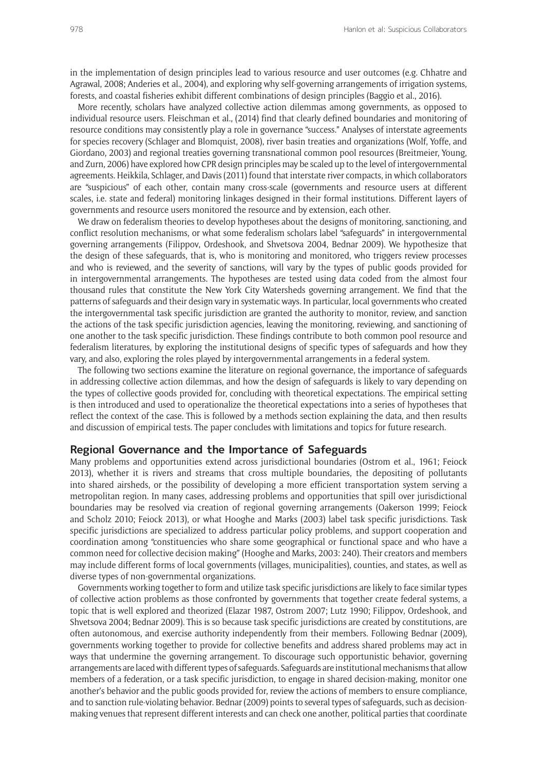in the implementation of design principles lead to various resource and user outcomes (e.g. Chhatre and Agrawal, 2008; Anderies et al., 2004), and exploring why self-governing arrangements of irrigation systems, forests, and coastal fisheries exhibit different combinations of design principles (Baggio et al., 2016).

More recently, scholars have analyzed collective action dilemmas among governments, as opposed to individual resource users. Fleischman et al., (2014) find that clearly defined boundaries and monitoring of resource conditions may consistently play a role in governance "success." Analyses of interstate agreements for species recovery (Schlager and Blomquist, 2008), river basin treaties and organizations (Wolf, Yoffe, and Giordano, 2003) and regional treaties governing transnational common pool resources (Breitmeier, Young, and Zurn, 2006) have explored how CPR design principles may be scaled up to the level of intergovernmental agreements. Heikkila, Schlager, and Davis (2011) found that interstate river compacts, in which collaborators are "suspicious" of each other, contain many cross-scale (governments and resource users at different scales, i.e. state and federal) monitoring linkages designed in their formal institutions. Different layers of governments and resource users monitored the resource and by extension, each other.

We draw on federalism theories to develop hypotheses about the designs of monitoring, sanctioning, and conflict resolution mechanisms, or what some federalism scholars label "safeguards" in intergovernmental governing arrangements (Filippov, Ordeshook, and Shvetsova 2004, Bednar 2009). We hypothesize that the design of these safeguards, that is, who is monitoring and monitored, who triggers review processes and who is reviewed, and the severity of sanctions, will vary by the types of public goods provided for in intergovernmental arrangements. The hypotheses are tested using data coded from the almost four thousand rules that constitute the New York City Watersheds governing arrangement. We find that the patterns of safeguards and their design vary in systematic ways. In particular, local governments who created the intergovernmental task specific jurisdiction are granted the authority to monitor, review, and sanction the actions of the task specific jurisdiction agencies, leaving the monitoring, reviewing, and sanctioning of one another to the task specific jurisdiction. These findings contribute to both common pool resource and federalism literatures, by exploring the institutional designs of specific types of safeguards and how they vary, and also, exploring the roles played by intergovernmental arrangements in a federal system.

The following two sections examine the literature on regional governance, the importance of safeguards in addressing collective action dilemmas, and how the design of safeguards is likely to vary depending on the types of collective goods provided for, concluding with theoretical expectations. The empirical setting is then introduced and used to operationalize the theoretical expectations into a series of hypotheses that reflect the context of the case. This is followed by a methods section explaining the data, and then results and discussion of empirical tests. The paper concludes with limitations and topics for future research.

## Regional Governance and the Importance of Safeguards

Many problems and opportunities extend across jurisdictional boundaries (Ostrom et al., 1961; Feiock 2013), whether it is rivers and streams that cross multiple boundaries, the depositing of pollutants into shared airsheds, or the possibility of developing a more efficient transportation system serving a metropolitan region. In many cases, addressing problems and opportunities that spill over jurisdictional boundaries may be resolved via creation of regional governing arrangements (Oakerson 1999; Feiock and Scholz 2010; Feiock 2013), or what Hooghe and Marks (2003) label task specific jurisdictions. Task specific jurisdictions are specialized to address particular policy problems, and support cooperation and coordination among "constituencies who share some geographical or functional space and who have a common need for collective decision making" (Hooghe and Marks, 2003: 240). Their creators and members may include different forms of local governments (villages, municipalities), counties, and states, as well as diverse types of non-governmental organizations.

Governments working together to form and utilize task specific jurisdictions are likely to face similar types of collective action problems as those confronted by governments that together create federal systems, a topic that is well explored and theorized (Elazar 1987, Ostrom 2007; Lutz 1990; Filippov, Ordeshook, and Shvetsova 2004; Bednar 2009). This is so because task specific jurisdictions are created by constitutions, are often autonomous, and exercise authority independently from their members. Following Bednar (2009), governments working together to provide for collective benefits and address shared problems may act in ways that undermine the governing arrangement. To discourage such opportunistic behavior, governing arrangements are laced with different types of safeguards. Safeguards are institutional mechanisms that allow members of a federation, or a task specific jurisdiction, to engage in shared decision-making, monitor one another's behavior and the public goods provided for, review the actions of members to ensure compliance, and to sanction rule-violating behavior. Bednar (2009) points to several types of safeguards, such as decision-making venues that represent different interests and can check one another, political parties that coordinate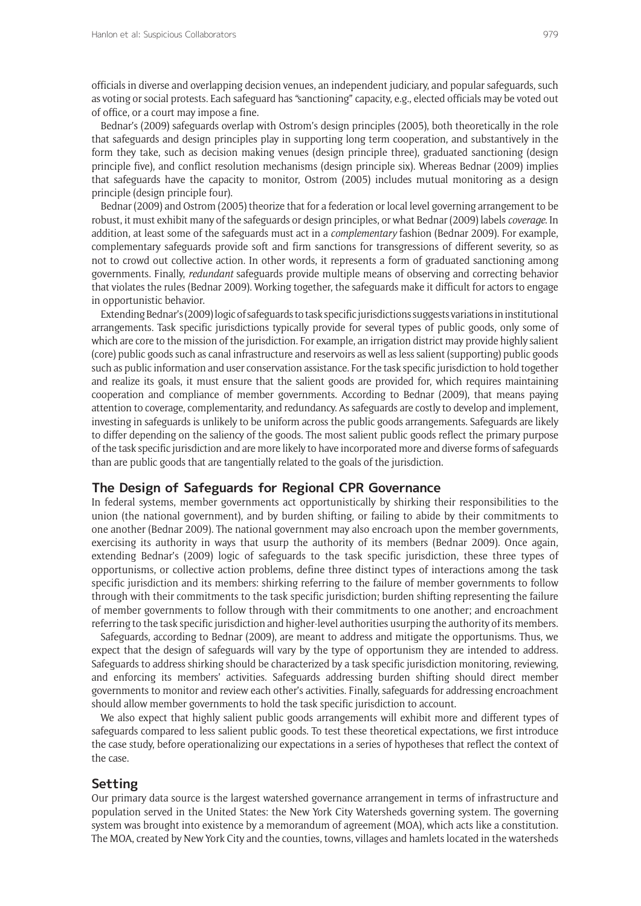officials in diverse and overlapping decision venues, an independent judiciary, and popular safeguards, such as voting or social protests. Each safeguard has "sanctioning" capacity, e.g., elected officials may be voted out of office, or a court may impose a fine.

Bednar's (2009) safeguards overlap with Ostrom's design principles (2005), both theoretically in the role that safeguards and design principles play in supporting long term cooperation, and substantively in the form they take, such as decision making venues (design principle three), graduated sanctioning (design principle five), and conflict resolution mechanisms (design principle six). Whereas Bednar (2009) implies that safeguards have the capacity to monitor, Ostrom (2005) includes mutual monitoring as a design principle (design principle four).

Bednar (2009) and Ostrom (2005) theorize that for a federation or local level governing arrangement to be robust, it must exhibit many of the safeguards or design principles, or what Bednar (2009) labels *coverage*. In addition, at least some of the safeguards must act in a *complementary* fashion (Bednar 2009). For example, complementary safeguards provide soft and firm sanctions for transgressions of different severity, so as not to crowd out collective action. In other words, it represents a form of graduated sanctioning among governments. Finally, *redundant* safeguards provide multiple means of observing and correcting behavior that violates the rules (Bednar 2009). Working together, the safeguards make it difficult for actors to engage in opportunistic behavior.

Extending Bednar's (2009) logic of safeguards to task specific jurisdictions suggests variations in institutional arrangements. Task specific jurisdictions typically provide for several types of public goods, only some of which are core to the mission of the jurisdiction. For example, an irrigation district may provide highly salient (core) public goods such as canal infrastructure and reservoirs as well as less salient (supporting) public goods such as public information and user conservation assistance. For the task specific jurisdiction to hold together and realize its goals, it must ensure that the salient goods are provided for, which requires maintaining cooperation and compliance of member governments. According to Bednar (2009), that means paying attention to coverage, complementarity, and redundancy. As safeguards are costly to develop and implement, investing in safeguards is unlikely to be uniform across the public goods arrangements. Safeguards are likely to differ depending on the saliency of the goods. The most salient public goods reflect the primary purpose of the task specific jurisdiction and are more likely to have incorporated more and diverse forms of safeguards than are public goods that are tangentially related to the goals of the jurisdiction.

## The Design of Safeguards for Regional CPR Governance

In federal systems, member governments act opportunistically by shirking their responsibilities to the union (the national government), and by burden shifting, or failing to abide by their commitments to one another (Bednar 2009). The national government may also encroach upon the member governments, exercising its authority in ways that usurp the authority of its members (Bednar 2009). Once again, extending Bednar's (2009) logic of safeguards to the task specific jurisdiction, these three types of opportunisms, or collective action problems, define three distinct types of interactions among the task specific jurisdiction and its members: shirking referring to the failure of member governments to follow through with their commitments to the task specific jurisdiction; burden shifting representing the failure of member governments to follow through with their commitments to one another; and encroachment referring to the task specific jurisdiction and higher-level authorities usurping the authority of its members.

Safeguards, according to Bednar (2009), are meant to address and mitigate the opportunisms. Thus, we expect that the design of safeguards will vary by the type of opportunism they are intended to address. Safeguards to address shirking should be characterized by a task specific jurisdiction monitoring, reviewing, and enforcing its members' activities. Safeguards addressing burden shifting should direct member governments to monitor and review each other's activities. Finally, safeguards for addressing encroachment should allow member governments to hold the task specific jurisdiction to account.

We also expect that highly salient public goods arrangements will exhibit more and different types of safeguards compared to less salient public goods. To test these theoretical expectations, we first introduce the case study, before operationalizing our expectations in a series of hypotheses that reflect the context of the case.

## Setting

Our primary data source is the largest watershed governance arrangement in terms of infrastructure and population served in the United States: the New York City Watersheds governing system. The governing system was brought into existence by a memorandum of agreement (MOA), which acts like a constitution. The MOA, created by New York City and the counties, towns, villages and hamlets located in the watersheds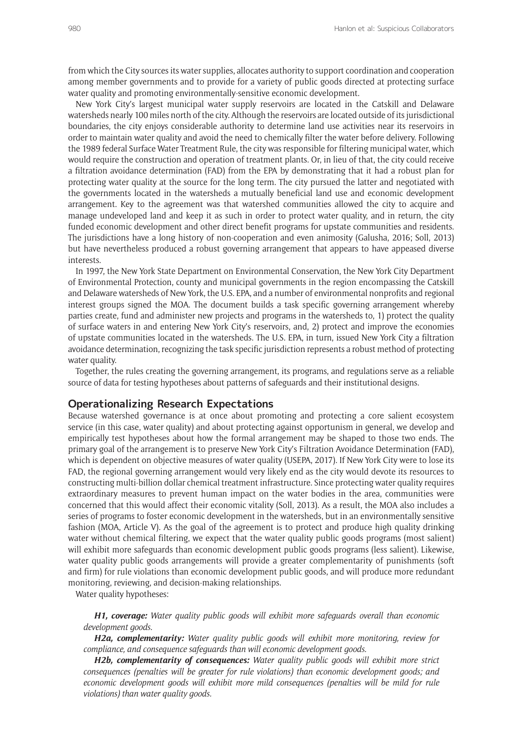from which the City sources its water supplies, allocates authority to support coordination and cooperation among member governments and to provide for a variety of public goods directed at protecting surface water quality and promoting environmentally-sensitive economic development.

New York City's largest municipal water supply reservoirs are located in the Catskill and Delaware watersheds nearly 100 miles north of the city. Although the reservoirs are located outside of its jurisdictional boundaries, the city enjoys considerable authority to determine land use activities near its reservoirs in order to maintain water quality and avoid the need to chemically filter the water before delivery. Following the 1989 federal Surface Water Treatment Rule, the city was responsible for filtering municipal water, which would require the construction and operation of treatment plants. Or, in lieu of that, the city could receive a filtration avoidance determination (FAD) from the EPA by demonstrating that it had a robust plan for protecting water quality at the source for the long term. The city pursued the latter and negotiated with the governments located in the watersheds a mutually beneficial land use and economic development arrangement. Key to the agreement was that watershed communities allowed the city to acquire and manage undeveloped land and keep it as such in order to protect water quality, and in return, the city funded economic development and other direct benefit programs for upstate communities and residents. The jurisdictions have a long history of non-cooperation and even animosity (Galusha, 2016; Soll, 2013) but have nevertheless produced a robust governing arrangement that appears to have appeased diverse interests.

In 1997, the New York State Department on Environmental Conservation, the New York City Department of Environmental Protection, county and municipal governments in the region encompassing the Catskill and Delaware watersheds of New York, the U.S. EPA, and a number of environmental nonprofits and regional interest groups signed the MOA. The document builds a task specific governing arrangement whereby parties create, fund and administer new projects and programs in the watersheds to, 1) protect the quality of surface waters in and entering New York City's reservoirs, and, 2) protect and improve the economies of upstate communities located in the watersheds. The U.S. EPA, in turn, issued New York City a filtration avoidance determination, recognizing the task specific jurisdiction represents a robust method of protecting water quality.

Together, the rules creating the governing arrangement, its programs, and regulations serve as a reliable source of data for testing hypotheses about patterns of safeguards and their institutional designs.

## Operationalizing Research Expectations

Because watershed governance is at once about promoting and protecting a core salient ecosystem service (in this case, water quality) and about protecting against opportunism in general, we develop and empirically test hypotheses about how the formal arrangement may be shaped to those two ends. The primary goal of the arrangement is to preserve New York City's Filtration Avoidance Determination (FAD), which is dependent on objective measures of water quality (USEPA, 2017). If New York City were to lose its FAD, the regional governing arrangement would very likely end as the city would devote its resources to constructing multi-billion dollar chemical treatment infrastructure. Since protecting water quality requires extraordinary measures to prevent human impact on the water bodies in the area, communities were concerned that this would affect their economic vitality (Soll, 2013). As a result, the MOA also includes a series of programs to foster economic development in the watersheds, but in an environmentally sensitive fashion (MOA, Article V). As the goal of the agreement is to protect and produce high quality drinking water without chemical filtering, we expect that the water quality public goods programs (most salient) will exhibit more safeguards than economic development public goods programs (less salient). Likewise, water quality public goods arrangements will provide a greater complementarity of punishments (soft and firm) for rule violations than economic development public goods, and will produce more redundant monitoring, reviewing, and decision-making relationships.

Water quality hypotheses:

> ***H1, coverage:*** *Water quality public goods will exhibit more safeguards overall than economic development goods.*
>
> ***H2a, complementarity:*** *Water quality public goods will exhibit more monitoring, review for compliance, and consequence safeguards than will economic development goods.*
>
> ***H2b, complementarity of consequences:*** *Water quality public goods will exhibit more strict consequences (penalties will be greater for rule violations) than economic development goods; and economic development goods will exhibit more mild consequences (penalties will be mild for rule violations) than water quality goods.*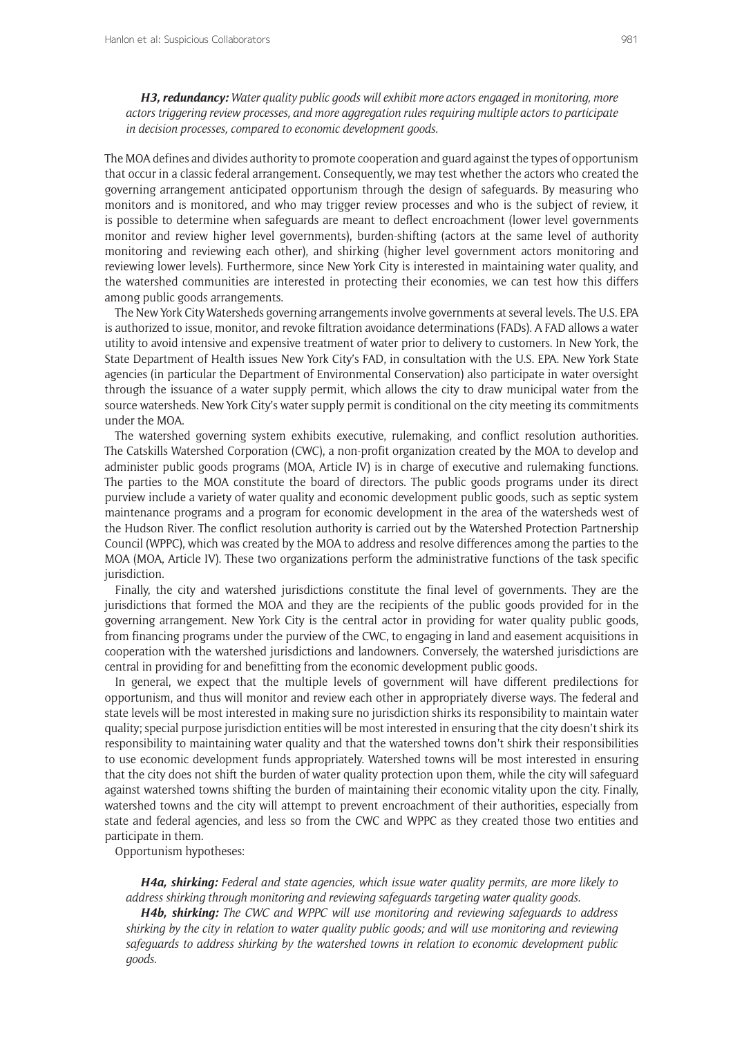***H3, redundancy:*** *Water quality public goods will exhibit more actors engaged in monitoring, more actors triggering review processes, and more aggregation rules requiring multiple actors to participate in decision processes, compared to economic development goods.*

The MOA defines and divides authority to promote cooperation and guard against the types of opportunism that occur in a classic federal arrangement. Consequently, we may test whether the actors who created the governing arrangement anticipated opportunism through the design of safeguards. By measuring who monitors and is monitored, and who may trigger review processes and who is the subject of review, it is possible to determine when safeguards are meant to deflect encroachment (lower level governments monitor and review higher level governments), burden-shifting (actors at the same level of authority monitoring and reviewing each other), and shirking (higher level government actors monitoring and reviewing lower levels). Furthermore, since New York City is interested in maintaining water quality, and the watershed communities are interested in protecting their economies, we can test how this differs among public goods arrangements.

The New York City Watersheds governing arrangements involve governments at several levels. The U.S. EPA is authorized to issue, monitor, and revoke filtration avoidance determinations (FADs). A FAD allows a water utility to avoid intensive and expensive treatment of water prior to delivery to customers. In New York, the State Department of Health issues New York City's FAD, in consultation with the U.S. EPA. New York State agencies (in particular the Department of Environmental Conservation) also participate in water oversight through the issuance of a water supply permit, which allows the city to draw municipal water from the source watersheds. New York City's water supply permit is conditional on the city meeting its commitments under the MOA.

The watershed governing system exhibits executive, rulemaking, and conflict resolution authorities. The Catskills Watershed Corporation (CWC), a non-profit organization created by the MOA to develop and administer public goods programs (MOA, Article IV) is in charge of executive and rulemaking functions. The parties to the MOA constitute the board of directors. The public goods programs under its direct purview include a variety of water quality and economic development public goods, such as septic system maintenance programs and a program for economic development in the area of the watersheds west of the Hudson River. The conflict resolution authority is carried out by the Watershed Protection Partnership Council (WPPC), which was created by the MOA to address and resolve differences among the parties to the MOA (MOA, Article IV). These two organizations perform the administrative functions of the task specific jurisdiction.

Finally, the city and watershed jurisdictions constitute the final level of governments. They are the jurisdictions that formed the MOA and they are the recipients of the public goods provided for in the governing arrangement. New York City is the central actor in providing for water quality public goods, from financing programs under the purview of the CWC, to engaging in land and easement acquisitions in cooperation with the watershed jurisdictions and landowners. Conversely, the watershed jurisdictions are central in providing for and benefitting from the economic development public goods.

In general, we expect that the multiple levels of government will have different predilections for opportunism, and thus will monitor and review each other in appropriately diverse ways. The federal and state levels will be most interested in making sure no jurisdiction shirks its responsibility to maintain water quality; special purpose jurisdiction entities will be most interested in ensuring that the city doesn't shirk its responsibility to maintaining water quality and that the watershed towns don't shirk their responsibilities to use economic development funds appropriately. Watershed towns will be most interested in ensuring that the city does not shift the burden of water quality protection upon them, while the city will safeguard against watershed towns shifting the burden of maintaining their economic vitality upon the city. Finally, watershed towns and the city will attempt to prevent encroachment of their authorities, especially from state and federal agencies, and less so from the CWC and WPPC as they created those two entities and participate in them.

Opportunism hypotheses:

***H4a, shirking:*** *Federal and state agencies, which issue water quality permits, are more likely to address shirking through monitoring and reviewing safeguards targeting water quality goods.*

***H4b, shirking:*** *The CWC and WPPC will use monitoring and reviewing safeguards to address shirking by the city in relation to water quality public goods; and will use monitoring and reviewing safeguards to address shirking by the watershed towns in relation to economic development public goods.*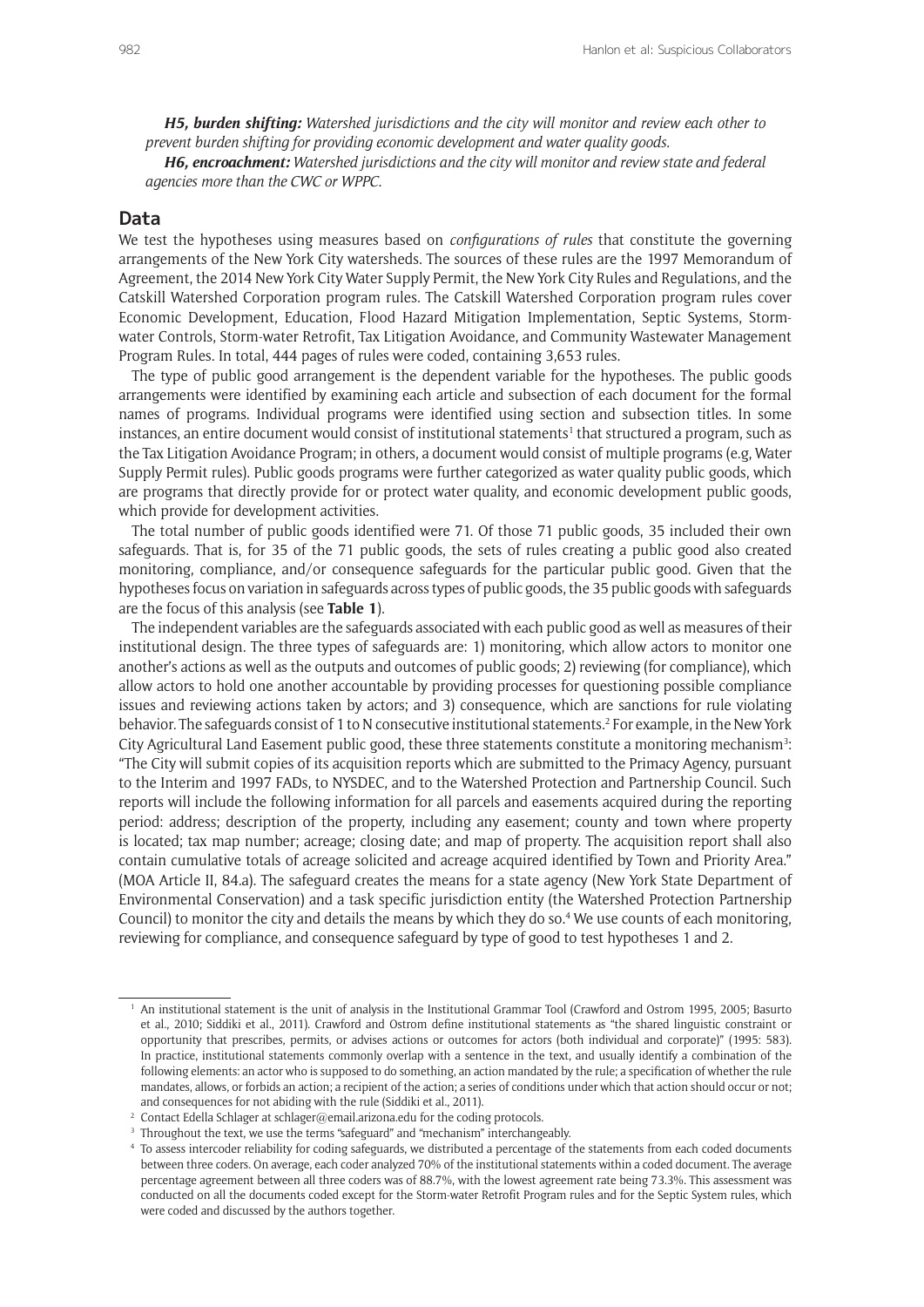***H5, burden shifting:*** *Watershed jurisdictions and the city will monitor and review each other to prevent burden shifting for providing economic development and water quality goods.*

***H6, encroachment:*** *Watershed jurisdictions and the city will monitor and review state and federal agencies more than the CWC or WPPC.*

## Data

We test the hypotheses using measures based on *configurations of rules* that constitute the governing arrangements of the New York City watersheds. The sources of these rules are the 1997 Memorandum of Agreement, the 2014 New York City Water Supply Permit, the New York City Rules and Regulations, and the Catskill Watershed Corporation program rules. The Catskill Watershed Corporation program rules cover Economic Development, Education, Flood Hazard Mitigation Implementation, Septic Systems, Storm-water Controls, Storm-water Retrofit, Tax Litigation Avoidance, and Community Wastewater Management Program Rules. In total, 444 pages of rules were coded, containing 3,653 rules.

The type of public good arrangement is the dependent variable for the hypotheses. The public goods arrangements were identified by examining each article and subsection of each document for the formal names of programs. Individual programs were identified using section and subsection titles. In some instances, an entire document would consist of institutional statements[1] that structured a program, such as the Tax Litigation Avoidance Program; in others, a document would consist of multiple programs (e.g, Water Supply Permit rules). Public goods programs were further categorized as water quality public goods, which are programs that directly provide for or protect water quality, and economic development public goods, which provide for development activities.

The total number of public goods identified were 71. Of those 71 public goods, 35 included their own safeguards. That is, for 35 of the 71 public goods, the sets of rules creating a public good also created monitoring, compliance, and/or consequence safeguards for the particular public good. Given that the hypotheses focus on variation in safeguards across types of public goods, the 35 public goods with safeguards are the focus of this analysis (see **Table 1**).

The independent variables are the safeguards associated with each public good as well as measures of their institutional design. The three types of safeguards are: 1) monitoring, which allow actors to monitor one another's actions as well as the outputs and outcomes of public goods; 2) reviewing (for compliance), which allow actors to hold one another accountable by providing processes for questioning possible compliance issues and reviewing actions taken by actors; and 3) consequence, which are sanctions for rule violating behavior. The safeguards consist of 1 to N consecutive institutional statements.[2] For example, in the New York City Agricultural Land Easement public good, these three statements constitute a monitoring mechanism[3]: "The City will submit copies of its acquisition reports which are submitted to the Primacy Agency, pursuant to the Interim and 1997 FADs, to NYSDEC, and to the Watershed Protection and Partnership Council. Such reports will include the following information for all parcels and easements acquired during the reporting period: address; description of the property, including any easement; county and town where property is located; tax map number; acreage; closing date; and map of property. The acquisition report shall also contain cumulative totals of acreage solicited and acreage acquired identified by Town and Priority Area." (MOA Article II, 84.a). The safeguard creates the means for a state agency (New York State Department of Environmental Conservation) and a task specific jurisdiction entity (the Watershed Protection Partnership Council) to monitor the city and details the means by which they do so.[4] We use counts of each monitoring, reviewing for compliance, and consequence safeguard by type of good to test hypotheses 1 and 2.

---

[1] An institutional statement is the unit of analysis in the Institutional Grammar Tool (Crawford and Ostrom 1995, 2005; Basurto et al., 2010; Siddiki et al., 2011). Crawford and Ostrom define institutional statements as "the shared linguistic constraint or opportunity that prescribes, permits, or advises actions or outcomes for actors (both individual and corporate)" (1995: 583). In practice, institutional statements commonly overlap with a sentence in the text, and usually identify a combination of the following elements: an actor who is supposed to do something, an action mandated by the rule; a specification of whether the rule mandates, allows, or forbids an action; a recipient of the action; a series of conditions under which that action should occur or not; and consequences for not abiding with the rule (Siddiki et al., 2011).

[2] Contact Edella Schlager at schlager@email.arizona.edu for the coding protocols.

[3] Throughout the text, we use the terms "safeguard" and "mechanism" interchangeably.

[4] To assess intercoder reliability for coding safeguards, we distributed a percentage of the statements from each coded documents between three coders. On average, each coder analyzed 70% of the institutional statements within a coded document. The average percentage agreement between all three coders was of 88.7%, with the lowest agreement rate being 73.3%. This assessment was conducted on all the documents coded except for the Storm-water Retrofit Program rules and for the Septic System rules, which were coded and discussed by the authors together.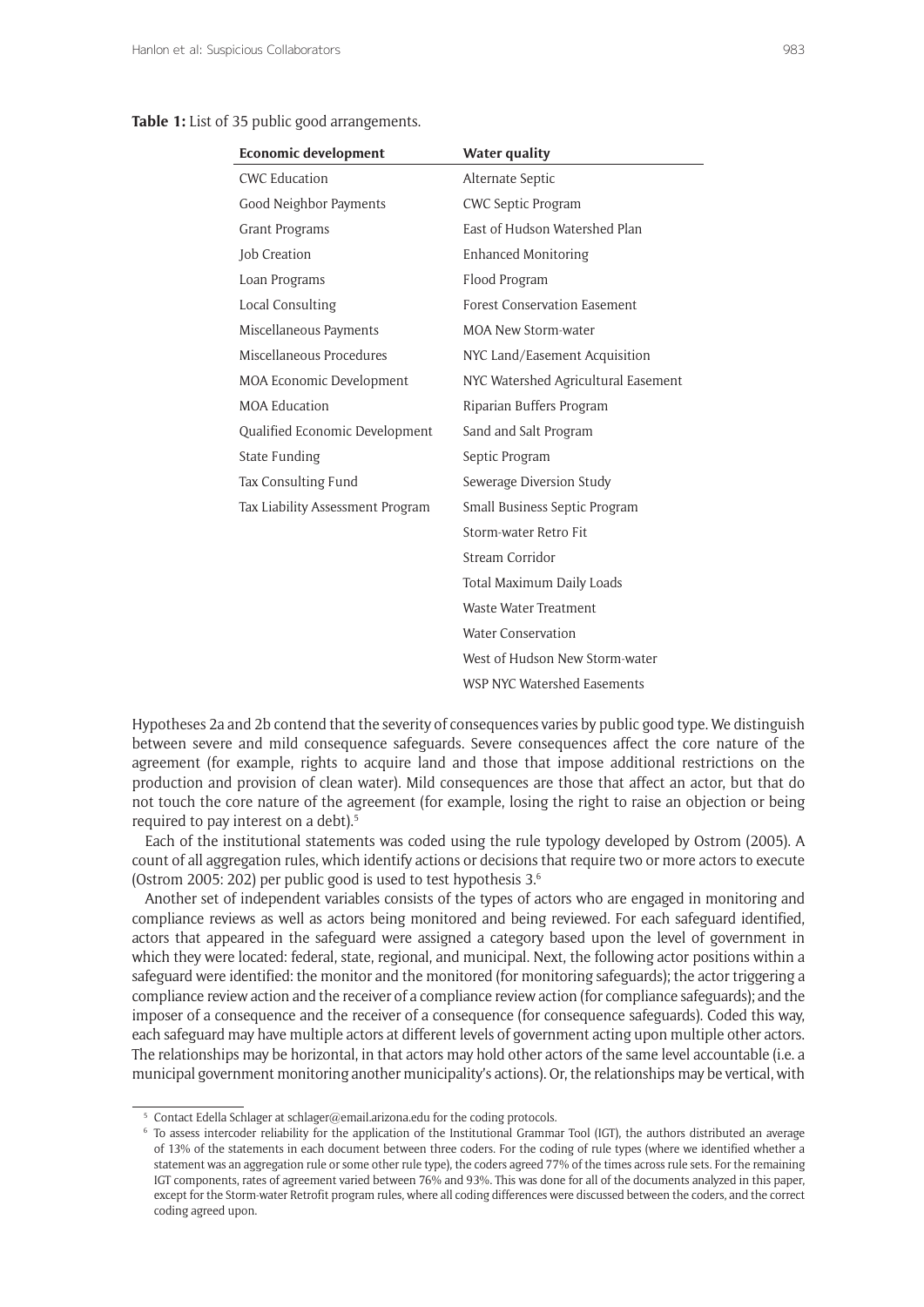**Table 1:** List of 35 public good arrangements.

| Economic development | Water quality |
|---|---|
| CWC Education | Alternate Septic |
| Good Neighbor Payments | CWC Septic Program |
| Grant Programs | East of Hudson Watershed Plan |
| Job Creation | Enhanced Monitoring |
| Loan Programs | Flood Program |
| Local Consulting | Forest Conservation Easement |
| Miscellaneous Payments | MOA New Storm-water |
| Miscellaneous Procedures | NYC Land/Easement Acquisition |
| MOA Economic Development | NYC Watershed Agricultural Easement |
| MOA Education | Riparian Buffers Program |
| Qualified Economic Development | Sand and Salt Program |
| State Funding | Septic Program |
| Tax Consulting Fund | Sewerage Diversion Study |
| Tax Liability Assessment Program | Small Business Septic Program |
| | Storm-water Retro Fit |
| | Stream Corridor |
| | Total Maximum Daily Loads |
| | Waste Water Treatment |
| | Water Conservation |
| | West of Hudson New Storm-water |
| | WSP NYC Watershed Easements |

Hypotheses 2a and 2b contend that the severity of consequences varies by public good type. We distinguish between severe and mild consequence safeguards. Severe consequences affect the core nature of the agreement (for example, rights to acquire land and those that impose additional restrictions on the production and provision of clean water). Mild consequences are those that affect an actor, but that do not touch the core nature of the agreement (for example, losing the right to raise an objection or being required to pay interest on a debt).[5]

Each of the institutional statements was coded using the rule typology developed by Ostrom (2005). A count of all aggregation rules, which identify actions or decisions that require two or more actors to execute (Ostrom 2005: 202) per public good is used to test hypothesis 3.[6]

Another set of independent variables consists of the types of actors who are engaged in monitoring and compliance reviews as well as actors being monitored and being reviewed. For each safeguard identified, actors that appeared in the safeguard were assigned a category based upon the level of government in which they were located: federal, state, regional, and municipal. Next, the following actor positions within a safeguard were identified: the monitor and the monitored (for monitoring safeguards); the actor triggering a compliance review action and the receiver of a compliance review action (for compliance safeguards); and the imposer of a consequence and the receiver of a consequence (for consequence safeguards). Coded this way, each safeguard may have multiple actors at different levels of government acting upon multiple other actors. The relationships may be horizontal, in that actors may hold other actors of the same level accountable (i.e. a municipal government monitoring another municipality's actions). Or, the relationships may be vertical, with

[5] Contact Edella Schlager at schlager@email.arizona.edu for the coding protocols.

[6] To assess intercoder reliability for the application of the Institutional Grammar Tool (IGT), the authors distributed an average of 13% of the statements in each document between three coders. For the coding of rule types (where we identified whether a statement was an aggregation rule or some other rule type), the coders agreed 77% of the times across rule sets. For the remaining IGT components, rates of agreement varied between 76% and 93%. This was done for all of the documents analyzed in this paper, except for the Storm-water Retrofit program rules, where all coding differences were discussed between the coders, and the correct coding agreed upon.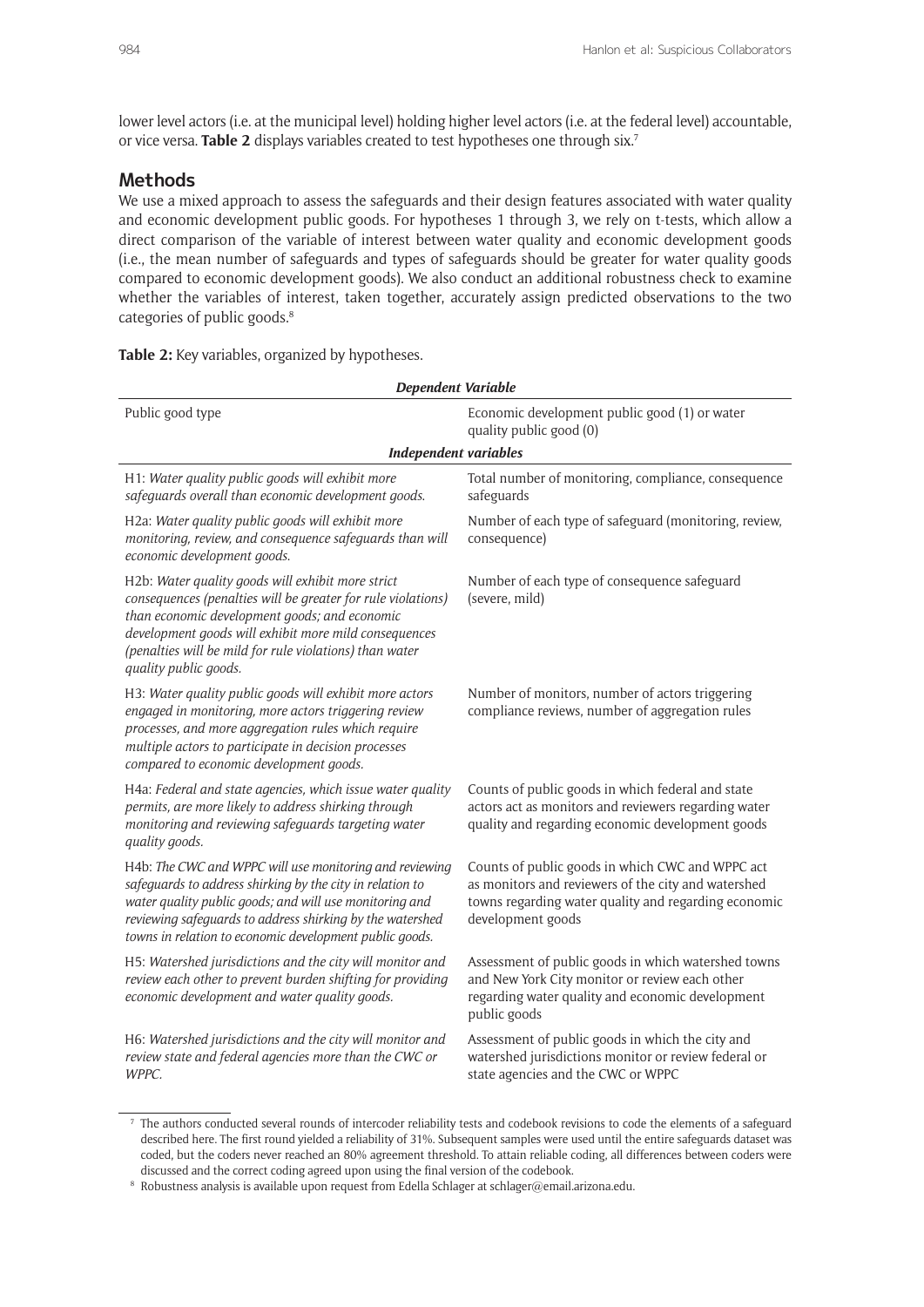lower level actors (i.e. at the municipal level) holding higher level actors (i.e. at the federal level) accountable, or vice versa. **Table 2** displays variables created to test hypotheses one through six.[7]

## Methods

We use a mixed approach to assess the safeguards and their design features associated with water quality and economic development public goods. For hypotheses 1 through 3, we rely on t-tests, which allow a direct comparison of the variable of interest between water quality and economic development goods (i.e., the mean number of safeguards and types of safeguards should be greater for water quality goods compared to economic development goods). We also conduct an additional robustness check to examine whether the variables of interest, taken together, accurately assign predicted observations to the two categories of public goods.[8]

**Table 2:** Key variables, organized by hypotheses.

| ***Dependent Variable*** | |
|---|---|
| Public good type | Economic development public good (1) or water quality public good (0) |
| ***Independent variables*** | |
| H1: *Water quality public goods will exhibit more safeguards overall than economic development goods.* | Total number of monitoring, compliance, consequence safeguards |
| H2a: *Water quality public goods will exhibit more monitoring, review, and consequence safeguards than will economic development goods.* | Number of each type of safeguard (monitoring, review, consequence) |
| H2b: *Water quality goods will exhibit more strict consequences (penalties will be greater for rule violations) than economic development goods; and economic development goods will exhibit more mild consequences (penalties will be mild for rule violations) than water quality public goods.* | Number of each type of consequence safeguard (severe, mild) |
| H3: *Water quality public goods will exhibit more actors engaged in monitoring, more actors triggering review processes, and more aggregation rules which require multiple actors to participate in decision processes compared to economic development goods.* | Number of monitors, number of actors triggering compliance reviews, number of aggregation rules |
| H4a: *Federal and state agencies, which issue water quality permits, are more likely to address shirking through monitoring and reviewing safeguards targeting water quality goods.* | Counts of public goods in which federal and state actors act as monitors and reviewers regarding water quality and regarding economic development goods |
| H4b: *The CWC and WPPC will use monitoring and reviewing safeguards to address shirking by the city in relation to water quality public goods; and will use monitoring and reviewing safeguards to address shirking by the watershed towns in relation to economic development public goods.* | Counts of public goods in which CWC and WPPC act as monitors and reviewers of the city and watershed towns regarding water quality and regarding economic development goods |
| H5: *Watershed jurisdictions and the city will monitor and review each other to prevent burden shifting for providing economic development and water quality goods.* | Assessment of public goods in which watershed towns and New York City monitor or review each other regarding water quality and economic development public goods |
| H6: *Watershed jurisdictions and the city will monitor and review state and federal agencies more than the CWC or WPPC.* | Assessment of public goods in which the city and watershed jurisdictions monitor or review federal or state agencies and the CWC or WPPC |

[7] The authors conducted several rounds of intercoder reliability tests and codebook revisions to code the elements of a safeguard described here. The first round yielded a reliability of 31%. Subsequent samples were used until the entire safeguards dataset was coded, but the coders never reached an 80% agreement threshold. To attain reliable coding, all differences between coders were discussed and the correct coding agreed upon using the final version of the codebook.

[8] Robustness analysis is available upon request from Edella Schlager at schlager@email.arizona.edu.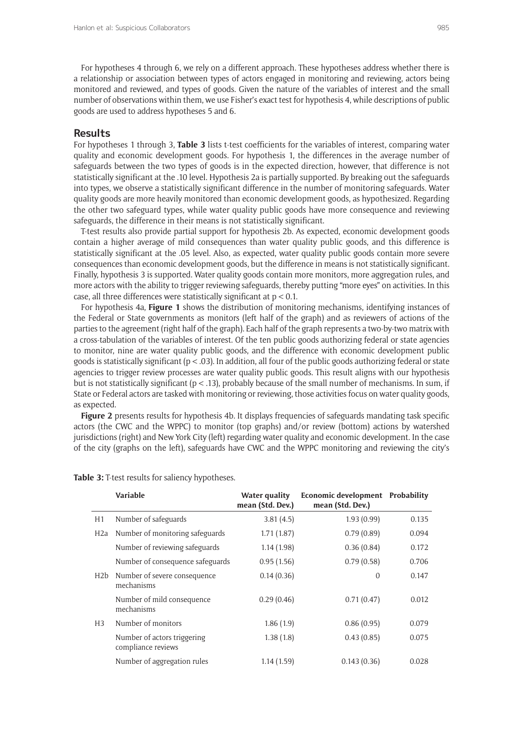For hypotheses 4 through 6, we rely on a different approach. These hypotheses address whether there is a relationship or association between types of actors engaged in monitoring and reviewing, actors being monitored and reviewed, and types of goods. Given the nature of the variables of interest and the small number of observations within them, we use Fisher's exact test for hypothesis 4, while descriptions of public goods are used to address hypotheses 5 and 6.

## Results

For hypotheses 1 through 3, **Table 3** lists t-test coefficients for the variables of interest, comparing water quality and economic development goods. For hypothesis 1, the differences in the average number of safeguards between the two types of goods is in the expected direction, however, that difference is not statistically significant at the .10 level. Hypothesis 2a is partially supported. By breaking out the safeguards into types, we observe a statistically significant difference in the number of monitoring safeguards. Water quality goods are more heavily monitored than economic development goods, as hypothesized. Regarding the other two safeguard types, while water quality public goods have more consequence and reviewing safeguards, the difference in their means is not statistically significant.

T-test results also provide partial support for hypothesis 2b. As expected, economic development goods contain a higher average of mild consequences than water quality public goods, and this difference is statistically significant at the .05 level. Also, as expected, water quality public goods contain more severe consequences than economic development goods, but the difference in means is not statistically significant. Finally, hypothesis 3 is supported. Water quality goods contain more monitors, more aggregation rules, and more actors with the ability to trigger reviewing safeguards, thereby putting "more eyes" on activities. In this case, all three differences were statistically significant at $p < 0.1$.

For hypothesis 4a, **Figure 1** shows the distribution of monitoring mechanisms, identifying instances of the Federal or State governments as monitors (left half of the graph) and as reviewers of actions of the parties to the agreement (right half of the graph). Each half of the graph represents a two-by-two matrix with a cross-tabulation of the variables of interest. Of the ten public goods authorizing federal or state agencies to monitor, nine are water quality public goods, and the difference with economic development public goods is statistically significant ($p < .03$). In addition, all four of the public goods authorizing federal or state agencies to trigger review processes are water quality public goods. This result aligns with our hypothesis but is not statistically significant ($p < .13$), probably because of the small number of mechanisms. In sum, if State or Federal actors are tasked with monitoring or reviewing, those activities focus on water quality goods, as expected.

**Figure 2** presents results for hypothesis 4b. It displays frequencies of safeguards mandating task specific actors (the CWC and the WPPC) to monitor (top graphs) and/or review (bottom) actions by watershed jurisdictions (right) and New York City (left) regarding water quality and economic development. In the case of the city (graphs on the left), safeguards have CWC and the WPPC monitoring and reviewing the city's

**Table 3:** T-test results for saliency hypotheses.

| | Variable | Water quality mean (Std. Dev.) | Economic development mean (Std. Dev.) | Probability |
|---|---|---|---|---|
| H1 | Number of safeguards | 3.81 (4.5) | 1.93 (0.99) | 0.135 |
| H2a | Number of monitoring safeguards | 1.71 (1.87) | 0.79 (0.89) | 0.094 |
| | Number of reviewing safeguards | 1.14 (1.98) | 0.36 (0.84) | 0.172 |
| | Number of consequence safeguards | 0.95 (1.56) | 0.79 (0.58) | 0.706 |
| H2b | Number of severe consequence mechanisms | 0.14 (0.36) | 0 | 0.147 |
| | Number of mild consequence mechanisms | 0.29 (0.46) | 0.71 (0.47) | 0.012 |
| H3 | Number of monitors | 1.86 (1.9) | 0.86 (0.95) | 0.079 |
| | Number of actors triggering compliance reviews | 1.38 (1.8) | 0.43 (0.85) | 0.075 |
| | Number of aggregation rules | 1.14 (1.59) | 0.143 (0.36) | 0.028 |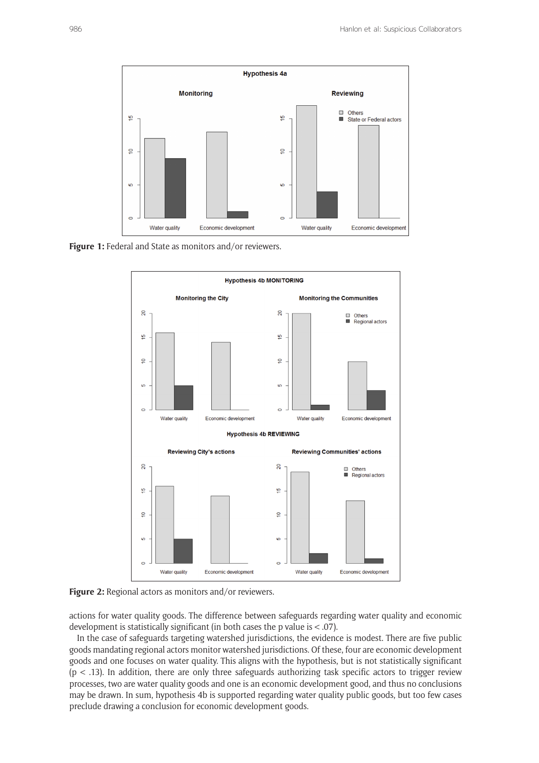**Figure 1:** Federal and State as monitors and/or reviewers.

**Figure 2:** Regional actors as monitors and/or reviewers.

actions for water quality goods. The difference between safeguards regarding water quality and economic development is statistically significant (in both cases the p value is < .07).

In the case of safeguards targeting watershed jurisdictions, the evidence is modest. There are five public goods mandating regional actors monitor watershed jurisdictions. Of these, four are economic development goods and one focuses on water quality. This aligns with the hypothesis, but is not statistically significant ($p < .13$). In addition, there are only three safeguards authorizing task specific actors to trigger review processes, two are water quality goods and one is an economic development good, and thus no conclusions may be drawn. In sum, hypothesis 4b is supported regarding water quality public goods, but too few cases preclude drawing a conclusion for economic development goods.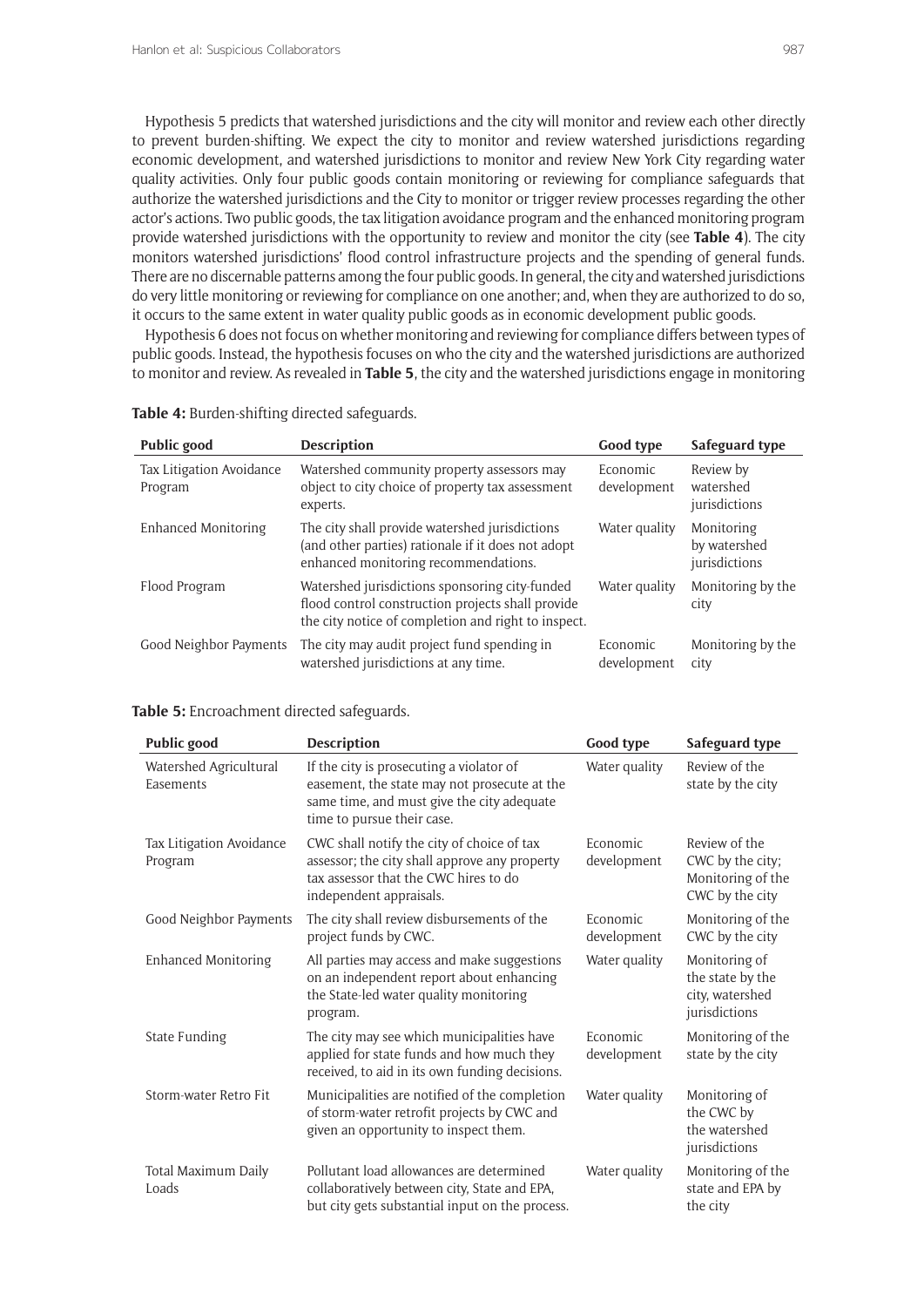Hypothesis 5 predicts that watershed jurisdictions and the city will monitor and review each other directly to prevent burden-shifting. We expect the city to monitor and review watershed jurisdictions regarding economic development, and watershed jurisdictions to monitor and review New York City regarding water quality activities. Only four public goods contain monitoring or reviewing for compliance safeguards that authorize the watershed jurisdictions and the City to monitor or trigger review processes regarding the other actor's actions. Two public goods, the tax litigation avoidance program and the enhanced monitoring program provide watershed jurisdictions with the opportunity to review and monitor the city (see **Table 4**). The city monitors watershed jurisdictions' flood control infrastructure projects and the spending of general funds. There are no discernable patterns among the four public goods. In general, the city and watershed jurisdictions do very little monitoring or reviewing for compliance on one another; and, when they are authorized to do so, it occurs to the same extent in water quality public goods as in economic development public goods.

Hypothesis 6 does not focus on whether monitoring and reviewing for compliance differs between types of public goods. Instead, the hypothesis focuses on who the city and the watershed jurisdictions are authorized to monitor and review. As revealed in **Table 5**, the city and the watershed jurisdictions engage in monitoring

**Table 4:** Burden-shifting directed safeguards.

| Public good | Description | Good type | Safeguard type |
|---|---|---|---|
| Tax Litigation Avoidance Program | Watershed community property assessors may object to city choice of property tax assessment experts. | Economic development | Review by watershed jurisdictions |
| Enhanced Monitoring | The city shall provide watershed jurisdictions (and other parties) rationale if it does not adopt enhanced monitoring recommendations. | Water quality | Monitoring by watershed jurisdictions |
| Flood Program | Watershed jurisdictions sponsoring city-funded flood control construction projects shall provide the city notice of completion and right to inspect. | Water quality | Monitoring by the city |
| Good Neighbor Payments | The city may audit project fund spending in watershed jurisdictions at any time. | Economic development | Monitoring by the city |

**Table 5:** Encroachment directed safeguards.

| Public good | Description | Good type | Safeguard type |
|---|---|---|---|
| Watershed Agricultural Easements | If the city is prosecuting a violator of easement, the state may not prosecute at the same time, and must give the city adequate time to pursue their case. | Water quality | Review of the state by the city |
| Tax Litigation Avoidance Program | CWC shall notify the city of choice of tax assessor; the city shall approve any property tax assessor that the CWC hires to do independent appraisals. | Economic development | Review of the CWC by the city; Monitoring of the CWC by the city |
| Good Neighbor Payments | The city shall review disbursements of the project funds by CWC. | Economic development | Monitoring of the CWC by the city |
| Enhanced Monitoring | All parties may access and make suggestions on an independent report about enhancing the State-led water quality monitoring program. | Water quality | Monitoring of the state by the city, watershed jurisdictions |
| State Funding | The city may see which municipalities have applied for state funds and how much they received, to aid in its own funding decisions. | Economic development | Monitoring of the state by the city |
| Storm-water Retro Fit | Municipalities are notified of the completion of storm-water retrofit projects by CWC and given an opportunity to inspect them. | Water quality | Monitoring of the CWC by the watershed jurisdictions |
| Total Maximum Daily Loads | Pollutant load allowances are determined collaboratively between city, State and EPA, but city gets substantial input on the process. | Water quality | Monitoring of the state and EPA by the city |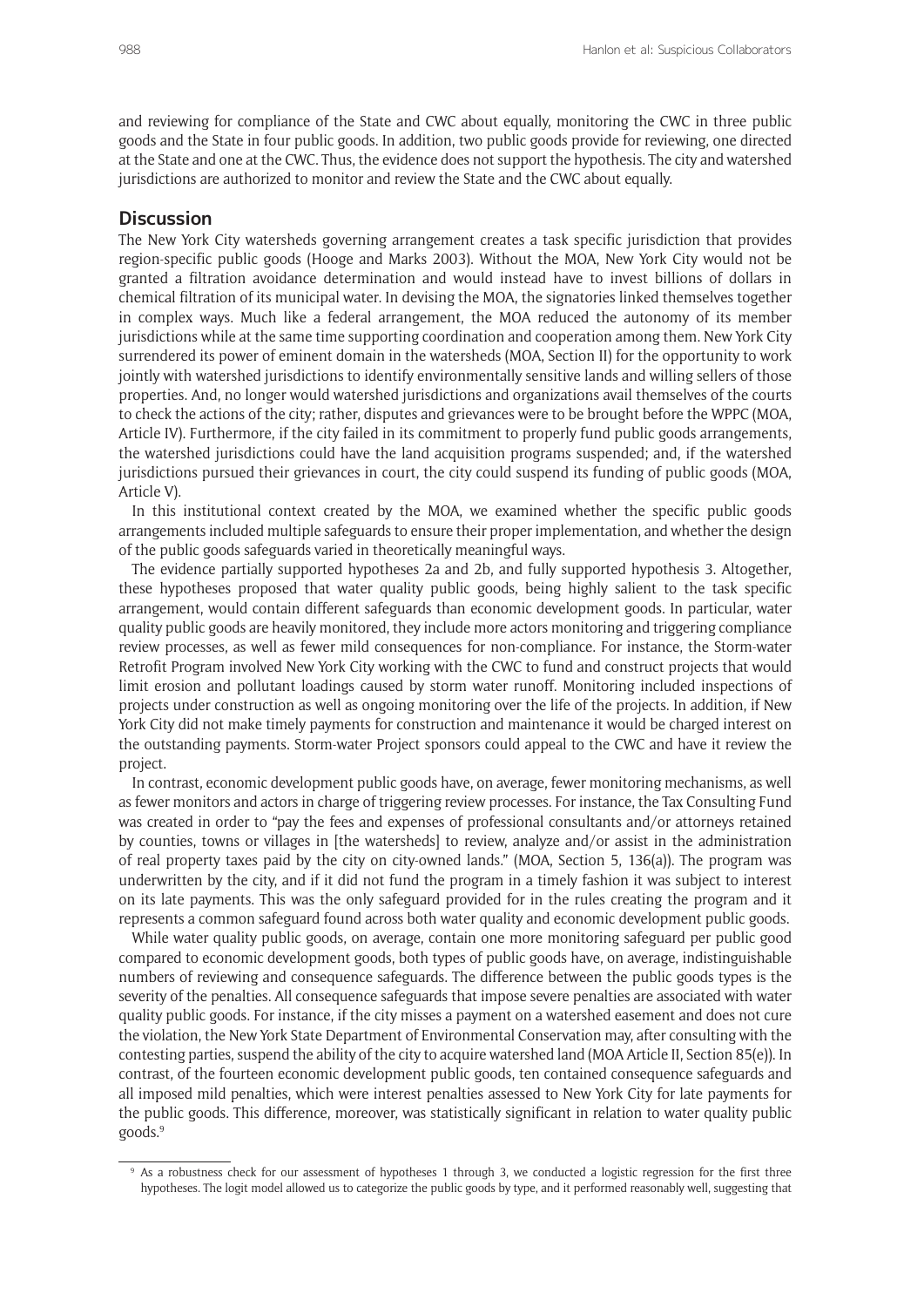and reviewing for compliance of the State and CWC about equally, monitoring the CWC in three public goods and the State in four public goods. In addition, two public goods provide for reviewing, one directed at the State and one at the CWC. Thus, the evidence does not support the hypothesis. The city and watershed jurisdictions are authorized to monitor and review the State and the CWC about equally.

## Discussion

The New York City watersheds governing arrangement creates a task specific jurisdiction that provides region-specific public goods (Hooge and Marks 2003). Without the MOA, New York City would not be granted a filtration avoidance determination and would instead have to invest billions of dollars in chemical filtration of its municipal water. In devising the MOA, the signatories linked themselves together in complex ways. Much like a federal arrangement, the MOA reduced the autonomy of its member jurisdictions while at the same time supporting coordination and cooperation among them. New York City surrendered its power of eminent domain in the watersheds (MOA, Section II) for the opportunity to work jointly with watershed jurisdictions to identify environmentally sensitive lands and willing sellers of those properties. And, no longer would watershed jurisdictions and organizations avail themselves of the courts to check the actions of the city; rather, disputes and grievances were to be brought before the WPPC (MOA, Article IV). Furthermore, if the city failed in its commitment to properly fund public goods arrangements, the watershed jurisdictions could have the land acquisition programs suspended; and, if the watershed jurisdictions pursued their grievances in court, the city could suspend its funding of public goods (MOA, Article V).

In this institutional context created by the MOA, we examined whether the specific public goods arrangements included multiple safeguards to ensure their proper implementation, and whether the design of the public goods safeguards varied in theoretically meaningful ways.

The evidence partially supported hypotheses 2a and 2b, and fully supported hypothesis 3. Altogether, these hypotheses proposed that water quality public goods, being highly salient to the task specific arrangement, would contain different safeguards than economic development goods. In particular, water quality public goods are heavily monitored, they include more actors monitoring and triggering compliance review processes, as well as fewer mild consequences for non-compliance. For instance, the Storm-water Retrofit Program involved New York City working with the CWC to fund and construct projects that would limit erosion and pollutant loadings caused by storm water runoff. Monitoring included inspections of projects under construction as well as ongoing monitoring over the life of the projects. In addition, if New York City did not make timely payments for construction and maintenance it would be charged interest on the outstanding payments. Storm-water Project sponsors could appeal to the CWC and have it review the project.

In contrast, economic development public goods have, on average, fewer monitoring mechanisms, as well as fewer monitors and actors in charge of triggering review processes. For instance, the Tax Consulting Fund was created in order to "pay the fees and expenses of professional consultants and/or attorneys retained by counties, towns or villages in [the watersheds] to review, analyze and/or assist in the administration of real property taxes paid by the city on city-owned lands." (MOA, Section 5, 136(a)). The program was underwritten by the city, and if it did not fund the program in a timely fashion it was subject to interest on its late payments. This was the only safeguard provided for in the rules creating the program and it represents a common safeguard found across both water quality and economic development public goods.

While water quality public goods, on average, contain one more monitoring safeguard per public good compared to economic development goods, both types of public goods have, on average, indistinguishable numbers of reviewing and consequence safeguards. The difference between the public goods types is the severity of the penalties. All consequence safeguards that impose severe penalties are associated with water quality public goods. For instance, if the city misses a payment on a watershed easement and does not cure the violation, the New York State Department of Environmental Conservation may, after consulting with the contesting parties, suspend the ability of the city to acquire watershed land (MOA Article II, Section 85(e)). In contrast, of the fourteen economic development public goods, ten contained consequence safeguards and all imposed mild penalties, which were interest penalties assessed to New York City for late payments for the public goods. This difference, moreover, was statistically significant in relation to water quality public goods.[9]

[9] As a robustness check for our assessment of hypotheses 1 through 3, we conducted a logistic regression for the first three hypotheses. The logit model allowed us to categorize the public goods by type, and it performed reasonably well, suggesting that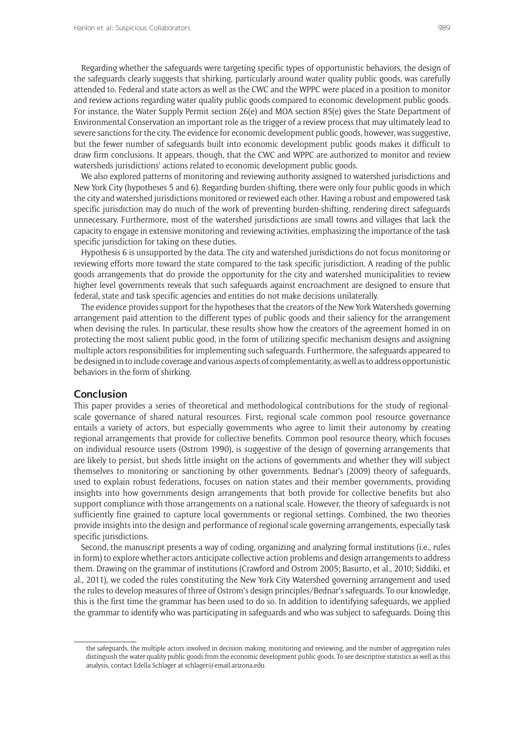Regarding whether the safeguards were targeting specific types of opportunistic behaviors, the design of the safeguards clearly suggests that shirking, particularly around water quality public goods, was carefully attended to. Federal and state actors as well as the CWC and the WPPC were placed in a position to monitor and review actions regarding water quality public goods compared to economic development public goods. For instance, the Water Supply Permit section 26(e) and MOA section 85(e) gives the State Department of Environmental Conservation an important role as the trigger of a review process that may ultimately lead to severe sanctions for the city. The evidence for economic development public goods, however, was suggestive, but the fewer number of safeguards built into economic development public goods makes it difficult to draw firm conclusions. It appears, though, that the CWC and WPPC are authorized to monitor and review watersheds jurisdictions' actions related to economic development public goods.

We also explored patterns of monitoring and reviewing authority assigned to watershed jurisdictions and New York City (hypotheses 5 and 6). Regarding burden-shifting, there were only four public goods in which the city and watershed jurisdictions monitored or reviewed each other. Having a robust and empowered task specific jurisdiction may do much of the work of preventing burden-shifting, rendering direct safeguards unnecessary. Furthermore, most of the watershed jurisdictions are small towns and villages that lack the capacity to engage in extensive monitoring and reviewing activities, emphasizing the importance of the task specific jurisdiction for taking on these duties.

Hypothesis 6 is unsupported by the data. The city and watershed jurisdictions do not focus monitoring or reviewing efforts more toward the state compared to the task specific jurisdiction. A reading of the public goods arrangements that do provide the opportunity for the city and watershed municipalities to review higher level governments reveals that such safeguards against encroachment are designed to ensure that federal, state and task specific agencies and entities do not make decisions unilaterally.

The evidence provides support for the hypotheses that the creators of the New York Watersheds governing arrangement paid attention to the different types of public goods and their saliency for the arrangement when devising the rules. In particular, these results show how the creators of the agreement homed in on protecting the most salient public good, in the form of utilizing specific mechanism designs and assigning multiple actors responsibilities for implementing such safeguards. Furthermore, the safeguards appeared to be designed in to include coverage and various aspects of complementarity, as well as to address opportunistic behaviors in the form of shirking.

## Conclusion

This paper provides a series of theoretical and methodological contributions for the study of regional-scale governance of shared natural resources. First, regional scale common pool resource governance entails a variety of actors, but especially governments who agree to limit their autonomy by creating regional arrangements that provide for collective benefits. Common pool resource theory, which focuses on individual resource users (Ostrom 1990), is suggestive of the design of governing arrangements that are likely to persist, but sheds little insight on the actions of governments and whether they will subject themselves to monitoring or sanctioning by other governments. Bednar's (2009) theory of safeguards, used to explain robust federations, focuses on nation states and their member governments, providing insights into how governments design arrangements that both provide for collective benefits but also support compliance with those arrangements on a national scale. However, the theory of safeguards is not sufficiently fine grained to capture local governments or regional settings. Combined, the two theories provide insights into the design and performance of regional scale governing arrangements, especially task specific jurisdictions.

Second, the manuscript presents a way of coding, organizing and analyzing formal institutions (i.e., rules in form) to explore whether actors anticipate collective action problems and design arrangements to address them. Drawing on the grammar of institutions (Crawford and Ostrom 2005; Basurto, et al., 2010; Siddiki, et al., 2011), we coded the rules constituting the New York City Watershed governing arrangement and used the rules to develop measures of three of Ostrom's design principles/Bednar's safeguards. To our knowledge, this is the first time the grammar has been used to do so. In addition to identifying safeguards, we applied the grammar to identify who was participating in safeguards and who was subject to safeguards. Doing this

---

the safeguards, the multiple actors involved in decision making, monitoring and reviewing, and the number of aggregation rules distinguish the water quality public goods from the economic development public goods. To see descriptive statistics as well as this analysis, contact Edella Schlager at schlager@email.arizona.edu.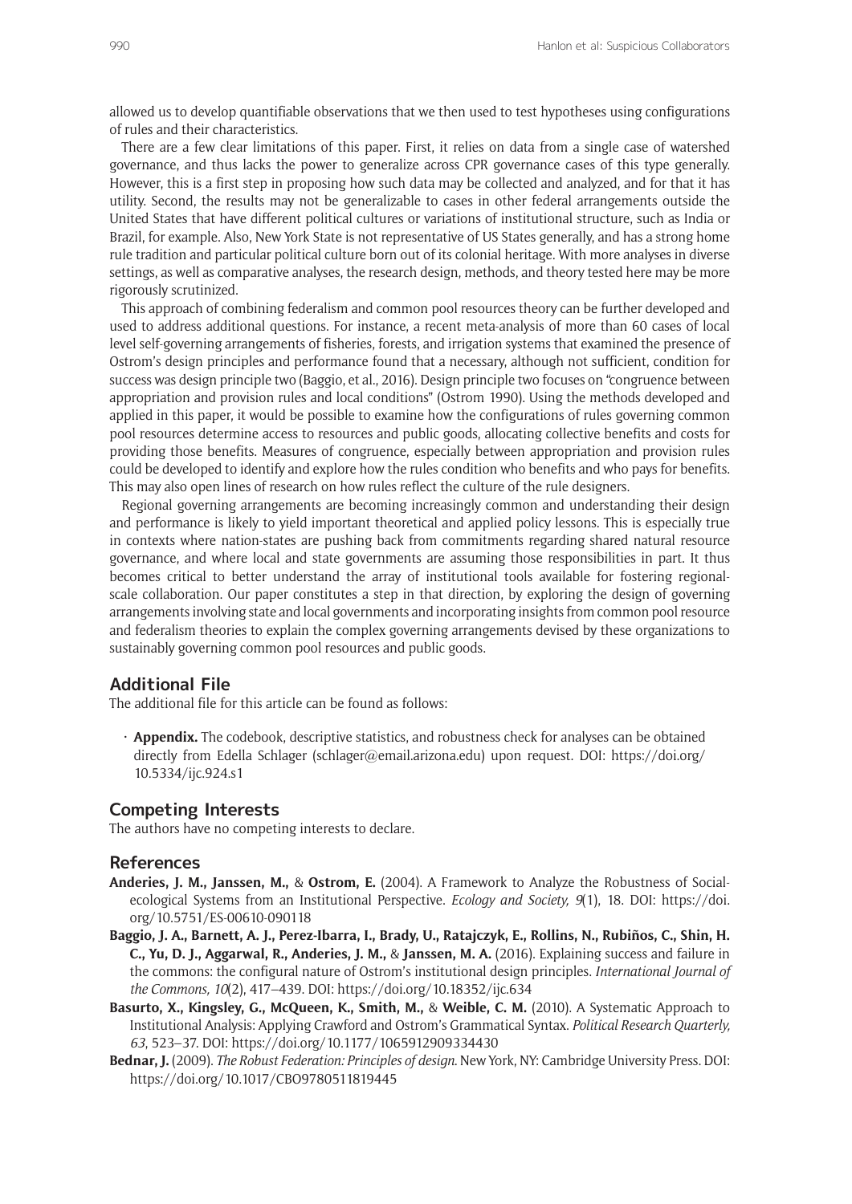allowed us to develop quantifiable observations that we then used to test hypotheses using configurations of rules and their characteristics.

There are a few clear limitations of this paper. First, it relies on data from a single case of watershed governance, and thus lacks the power to generalize across CPR governance cases of this type generally. However, this is a first step in proposing how such data may be collected and analyzed, and for that it has utility. Second, the results may not be generalizable to cases in other federal arrangements outside the United States that have different political cultures or variations of institutional structure, such as India or Brazil, for example. Also, New York State is not representative of US States generally, and has a strong home rule tradition and particular political culture born out of its colonial heritage. With more analyses in diverse settings, as well as comparative analyses, the research design, methods, and theory tested here may be more rigorously scrutinized.

This approach of combining federalism and common pool resources theory can be further developed and used to address additional questions. For instance, a recent meta-analysis of more than 60 cases of local level self-governing arrangements of fisheries, forests, and irrigation systems that examined the presence of Ostrom's design principles and performance found that a necessary, although not sufficient, condition for success was design principle two (Baggio, et al., 2016). Design principle two focuses on "congruence between appropriation and provision rules and local conditions" (Ostrom 1990). Using the methods developed and applied in this paper, it would be possible to examine how the configurations of rules governing common pool resources determine access to resources and public goods, allocating collective benefits and costs for providing those benefits. Measures of congruence, especially between appropriation and provision rules could be developed to identify and explore how the rules condition who benefits and who pays for benefits. This may also open lines of research on how rules reflect the culture of the rule designers.

Regional governing arrangements are becoming increasingly common and understanding their design and performance is likely to yield important theoretical and applied policy lessons. This is especially true in contexts where nation-states are pushing back from commitments regarding shared natural resource governance, and where local and state governments are assuming those responsibilities in part. It thus becomes critical to better understand the array of institutional tools available for fostering regional-scale collaboration. Our paper constitutes a step in that direction, by exploring the design of governing arrangements involving state and local governments and incorporating insights from common pool resource and federalism theories to explain the complex governing arrangements devised by these organizations to sustainably governing common pool resources and public goods.

## Additional File

The additional file for this article can be found as follows:

- **Appendix.** The codebook, descriptive statistics, and robustness check for analyses can be obtained directly from Edella Schlager (schlager@email.arizona.edu) upon request. DOI: https://doi.org/10.5334/ijc.924.s1

## Competing Interests

The authors have no competing interests to declare.

## References

**Anderies, J. M., Janssen, M.,** & **Ostrom, E.** (2004). A Framework to Analyze the Robustness of Social-ecological Systems from an Institutional Perspective. *Ecology and Society, 9*(1), 18. DOI: https://doi.org/10.5751/ES-00610-090118

**Baggio, J. A., Barnett, A. J., Perez-Ibarra, I., Brady, U., Ratajczyk, E., Rollins, N., Rubiños, C., Shin, H. C., Yu, D. J., Aggarwal, R., Anderies, J. M.,** & **Janssen, M. A.** (2016). Explaining success and failure in the commons: the configural nature of Ostrom's institutional design principles. *International Journal of the Commons, 10*(2), 417–439. DOI: https://doi.org/10.18352/ijc.634

**Basurto, X., Kingsley, G., McQueen, K., Smith, M.,** & **Weible, C. M.** (2010). A Systematic Approach to Institutional Analysis: Applying Crawford and Ostrom's Grammatical Syntax. *Political Research Quarterly, 63*, 523–37. DOI: https://doi.org/10.1177/1065912909334430

**Bednar, J.** (2009). *The Robust Federation: Principles of design*. New York, NY: Cambridge University Press. DOI: https://doi.org/10.1017/CBO9780511819445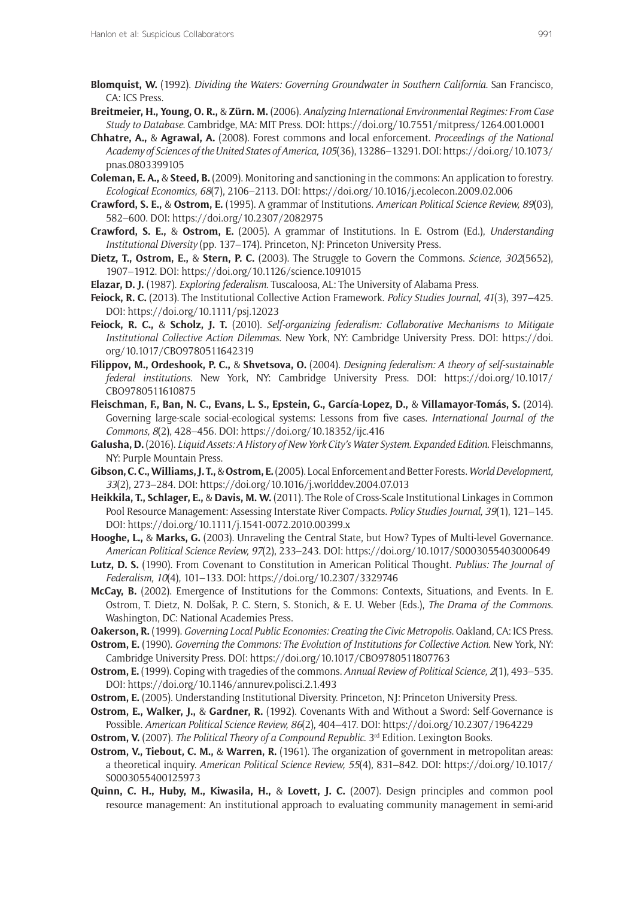**Blomquist, W.** (1992). *Dividing the Waters: Governing Groundwater in Southern California*. San Francisco, CA: ICS Press.

**Breitmeier, H., Young, O. R.,** & **Zürn. M.** (2006). *Analyzing International Environmental Regimes: From Case Study to Database*. Cambridge, MA: MIT Press. DOI: https://doi.org/10.7551/mitpress/1264.001.0001

**Chhatre, A.,** & **Agrawal, A.** (2008). Forest commons and local enforcement. *Proceedings of the National Academy of Sciences of the United States of America, 105*(36), 13286–13291. DOI: https://doi.org/10.1073/pnas.0803399105

**Coleman, E. A.,** & **Steed, B.** (2009). Monitoring and sanctioning in the commons: An application to forestry. *Ecological Economics, 68*(7), 2106–2113. DOI: https://doi.org/10.1016/j.ecolecon.2009.02.006

**Crawford, S. E.,** & **Ostrom, E.** (1995). A grammar of Institutions. *American Political Science Review, 89*(03), 582–600. DOI: https://doi.org/10.2307/2082975

**Crawford, S. E.,** & **Ostrom, E.** (2005). A grammar of Institutions. In E. Ostrom (Ed.), *Understanding Institutional Diversity* (pp. 137–174). Princeton, NJ: Princeton University Press.

**Dietz, T., Ostrom, E.,** & **Stern, P. C.** (2003). The Struggle to Govern the Commons. *Science, 302*(5652), 1907–1912. DOI: https://doi.org/10.1126/science.1091015

**Elazar, D. J.** (1987). *Exploring federalism*. Tuscaloosa, AL: The University of Alabama Press.

**Feiock, R. C.** (2013). The Institutional Collective Action Framework. *Policy Studies Journal, 41*(3), 397–425. DOI: https://doi.org/10.1111/psj.12023

**Feiock, R. C.,** & **Scholz, J. T.** (2010). *Self-organizing federalism: Collaborative Mechanisms to Mitigate Institutional Collective Action Dilemmas*. New York, NY: Cambridge University Press. DOI: https://doi.org/10.1017/CBO9780511642319

**Filippov, M., Ordeshook, P. C.,** & **Shvetsova, O.** (2004). *Designing federalism: A theory of self-sustainable federal institutions*. New York, NY: Cambridge University Press. DOI: https://doi.org/10.1017/CBO9780511610875

**Fleischman, F., Ban, N. C., Evans, L. S., Epstein, G., García-Lopez, D.,** & **Villamayor-Tomás, S.** (2014). Governing large-scale social-ecological systems: Lessons from five cases. *International Journal of the Commons, 8*(2), 428–456. DOI: https://doi.org/10.18352/ijc.416

**Galusha, D.** (2016). *Liquid Assets: A History of New York City's Water System. Expanded Edition*. Fleischmanns, NY: Purple Mountain Press.

**Gibson, C. C., Williams, J. T.,** & **Ostrom, E.** (2005). Local Enforcement and Better Forests. *World Development, 33*(2), 273–284. DOI: https://doi.org/10.1016/j.worlddev.2004.07.013

**Heikkila, T., Schlager, E.,** & **Davis, M. W.** (2011). The Role of Cross-Scale Institutional Linkages in Common Pool Resource Management: Assessing Interstate River Compacts. *Policy Studies Journal, 39*(1), 121–145. DOI: https://doi.org/10.1111/j.1541-0072.2010.00399.x

**Hooghe, L.,** & **Marks, G.** (2003). Unraveling the Central State, but How? Types of Multi-level Governance. *American Political Science Review, 97*(2), 233–243. DOI: https://doi.org/10.1017/S0003055403000649

**Lutz, D. S.** (1990). From Covenant to Constitution in American Political Thought. *Publius: The Journal of Federalism, 10*(4), 101–133. DOI: https://doi.org/10.2307/3329746

**McCay, B.** (2002). Emergence of Institutions for the Commons: Contexts, Situations, and Events. In E. Ostrom, T. Dietz, N. Dolšak, P. C. Stern, S. Stonich, & E. U. Weber (Eds.), *The Drama of the Commons*. Washington, DC: National Academies Press.

**Oakerson, R.** (1999). *Governing Local Public Economies: Creating the Civic Metropolis*. Oakland, CA: ICS Press.

**Ostrom, E.** (1990). *Governing the Commons: The Evolution of Institutions for Collective Action*. New York, NY: Cambridge University Press. DOI: https://doi.org/10.1017/CBO9780511807763

**Ostrom, E.** (1999). Coping with tragedies of the commons. *Annual Review of Political Science, 2*(1), 493–535. DOI: https://doi.org/10.1146/annurev.polisci.2.1.493

**Ostrom, E.** (2005). Understanding Institutional Diversity. Princeton, NJ: Princeton University Press.

**Ostrom, E., Walker, J.,** & **Gardner, R.** (1992). Covenants With and Without a Sword: Self-Governance is Possible. *American Political Science Review, 86*(2), 404–417. DOI: https://doi.org/10.2307/1964229

**Ostrom, V.** (2007). *The Political Theory of a Compound Republic*. 3rd Edition. Lexington Books.

**Ostrom, V., Tiebout, C. M.,** & **Warren, R.** (1961). The organization of government in metropolitan areas: a theoretical inquiry. *American Political Science Review, 55*(4), 831–842. DOI: https://doi.org/10.1017/S0003055400125973

**Quinn, C. H., Huby, M., Kiwasila, H.,** & **Lovett, J. C.** (2007). Design principles and common pool resource management: An institutional approach to evaluating community management in semi-arid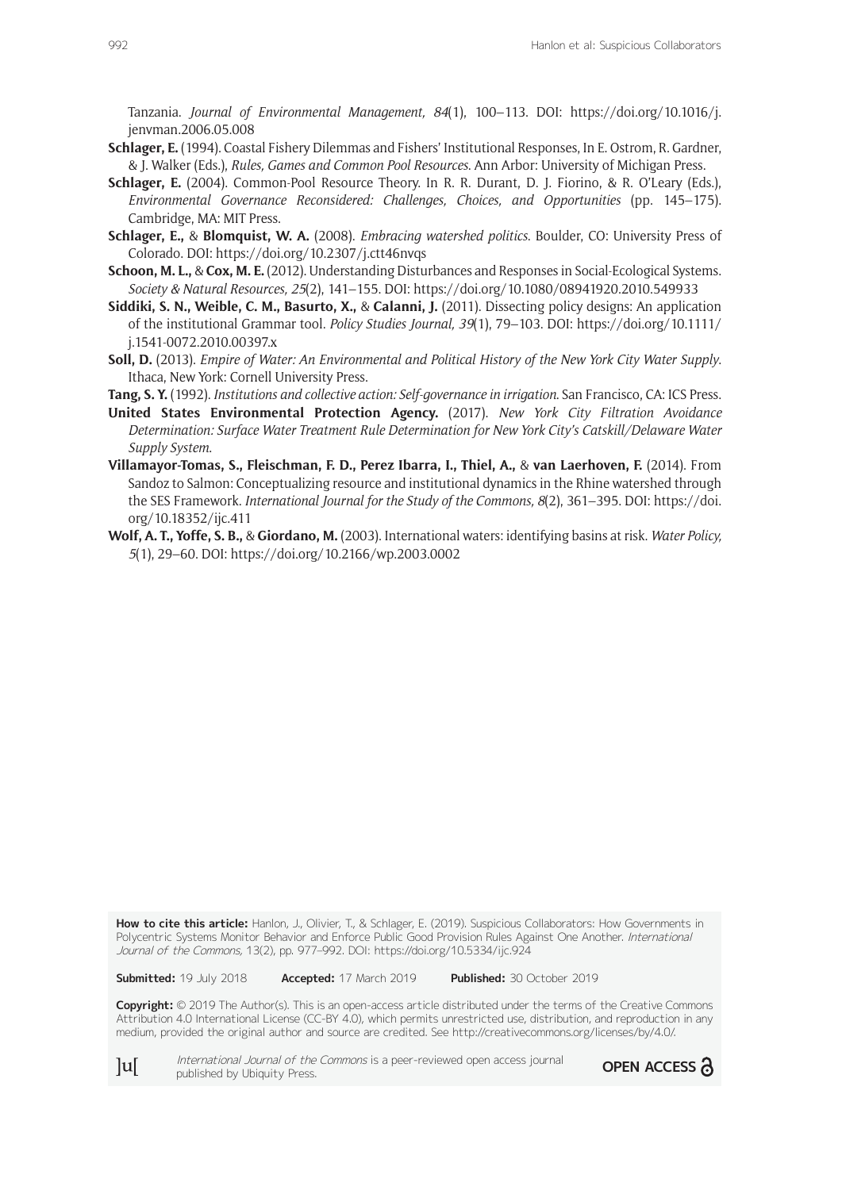Tanzania. *Journal of Environmental Management, 84*(1), 100–113. DOI: https://doi.org/10.1016/j.jenvman.2006.05.008

**Schlager, E.** (1994). Coastal Fishery Dilemmas and Fishers' Institutional Responses, In E. Ostrom, R. Gardner, & J. Walker (Eds.), *Rules, Games and Common Pool Resources*. Ann Arbor: University of Michigan Press.

**Schlager, E.** (2004). Common-Pool Resource Theory. In R. R. Durant, D. J. Fiorino, & R. O'Leary (Eds.), *Environmental Governance Reconsidered: Challenges, Choices, and Opportunities* (pp. 145–175). Cambridge, MA: MIT Press.

**Schlager, E.,** & **Blomquist, W. A.** (2008). *Embracing watershed politics*. Boulder, CO: University Press of Colorado. DOI: https://doi.org/10.2307/j.ctt46nvqs

**Schoon, M. L.,** & **Cox, M. E.** (2012). Understanding Disturbances and Responses in Social-Ecological Systems. *Society & Natural Resources, 25*(2), 141–155. DOI: https://doi.org/10.1080/08941920.2010.549933

**Siddiki, S. N., Weible, C. M., Basurto, X.,** & **Calanni, J.** (2011). Dissecting policy designs: An application of the institutional Grammar tool. *Policy Studies Journal, 39*(1), 79–103. DOI: https://doi.org/10.1111/j.1541-0072.2010.00397.x

**Soll, D.** (2013). *Empire of Water: An Environmental and Political History of the New York City Water Supply*. Ithaca, New York: Cornell University Press.

**Tang, S. Y.** (1992). *Institutions and collective action: Self-governance in irrigation*. San Francisco, CA: ICS Press.

**United States Environmental Protection Agency.** (2017). *New York City Filtration Avoidance Determination: Surface Water Treatment Rule Determination for New York City's Catskill/Delaware Water Supply System*.

**Villamayor-Tomas, S., Fleischman, F. D., Perez Ibarra, I., Thiel, A.,** & **van Laerhoven, F.** (2014). From Sandoz to Salmon: Conceptualizing resource and institutional dynamics in the Rhine watershed through the SES Framework. *International Journal for the Study of the Commons, 8*(2), 361–395. DOI: https://doi.org/10.18352/ijc.411

**Wolf, A. T., Yoffe, S. B.,** & **Giordano, M.** (2003). International waters: identifying basins at risk. *Water Policy, 5*(1), 29–60. DOI: https://doi.org/10.2166/wp.2003.0002

**How to cite this article:** Hanlon, J., Olivier, T., & Schlager, E. (2019). Suspicious Collaborators: How Governments in Polycentric Systems Monitor Behavior and Enforce Public Good Provision Rules Against One Another. *International Journal of the Commons,* 13(2), pp. 977–992. DOI: https://doi.org/10.5334/ijc.924

**Submitted:** 19 July 2018 **Accepted:** 17 March 2019 **Published:** 30 October 2019

**Copyright:** © 2019 The Author(s). This is an open-access article distributed under the terms of the Creative Commons Attribution 4.0 International License (CC-BY 4.0), which permits unrestricted use, distribution, and reproduction in any medium, provided the original author and source are credited. See http://creativecommons.org/licenses/by/4.0/.

*International Journal of the Commons* is a peer-reviewed open access journal published by Ubiquity Press.

**OPEN ACCESS**